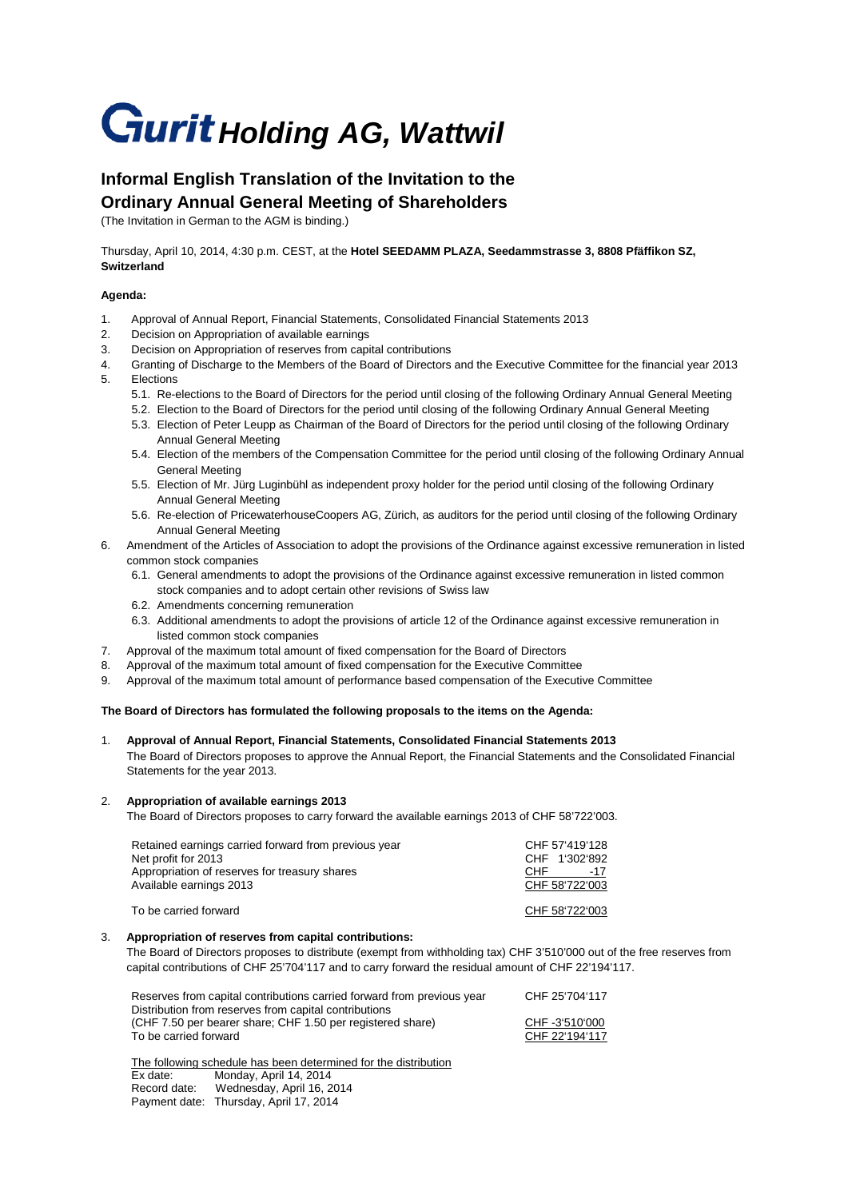# Gurit Holding AG, Wattwil

## Informal English Translation of the Invitation to the Ordinary Annual General Meeting of Shareholders

(The Invitation in German to the AGM is binding.)

Thursday, April 10, 2014, 4:30 p.m. CEST, at the **Hotel SEEDAMM PLAZA, Seedammstrasse 3, 8808 Pfäffikon SZ, Switzerland**

**Agenda:**

1. Approval of Annual Report, Financial Statements, Consolidated Financial Statements 2013
2. Decision on Appropriation of available earnings
3. Decision on Appropriation of reserves from capital contributions
4. Granting of Discharge to the Members of the Board of Directors and the Executive Committee for the financial year 2013
5. Elections
   - 5.1. Re-elections to the Board of Directors for the period until closing of the following Ordinary Annual General Meeting
   - 5.2. Election to the Board of Directors for the period until closing of the following Ordinary Annual General Meeting
   - 5.3. Election of Peter Leupp as Chairman of the Board of Directors for the period until closing of the following Ordinary Annual General Meeting
   - 5.4. Election of the members of the Compensation Committee for the period until closing of the following Ordinary Annual General Meeting
   - 5.5. Election of Mr. Jürg Luginbühl as independent proxy holder for the period until closing of the following Ordinary Annual General Meeting
   - 5.6. Re-election of PricewaterhouseCoopers AG, Zürich, as auditors for the period until closing of the following Ordinary Annual General Meeting
6. Amendment of the Articles of Association to adopt the provisions of the Ordinance against excessive remuneration in listed common stock companies
   - 6.1. General amendments to adopt the provisions of the Ordinance against excessive remuneration in listed common stock companies and to adopt certain other revisions of Swiss law
   - 6.2. Amendments concerning remuneration
   - 6.3. Additional amendments to adopt the provisions of article 12 of the Ordinance against excessive remuneration in listed common stock companies
7. Approval of the maximum total amount of fixed compensation for the Board of Directors
8. Approval of the maximum total amount of fixed compensation for the Executive Committee
9. Approval of the maximum total amount of performance based compensation of the Executive Committee

**The Board of Directors has formulated the following proposals to the items on the Agenda:**

1. **Approval of Annual Report, Financial Statements, Consolidated Financial Statements 2013**

   The Board of Directors proposes to approve the Annual Report, the Financial Statements and the Consolidated Financial Statements for the year 2013.

2. **Appropriation of available earnings 2013**

   The Board of Directors proposes to carry forward the available earnings 2013 of CHF 58'722'003.

| | |
|---|---|
| Retained earnings carried forward from previous year | CHF 57'419'128 |
| Net profit for 2013 | CHF 1'302'892 |
| Appropriation of reserves for treasury shares | CHF -17 |
| Available earnings 2013 | CHF 58'722'003 |
| To be carried forward | CHF 58'722'003 |

3. **Appropriation of reserves from capital contributions:**

   The Board of Directors proposes to distribute (exempt from withholding tax) CHF 3'510'000 out of the free reserves from capital contributions of CHF 25'704'117 and to carry forward the residual amount of CHF 22'194'117.

| | |
|---|---|
| Reserves from capital contributions carried forward from previous year | CHF 25'704'117 |
| Distribution from reserves from capital contributions (CHF 7.50 per bearer share; CHF 1.50 per registered share) | CHF -3'510'000 |
| To be carried forward | CHF 22'194'117 |

The following schedule has been determined for the distribution

Ex date: Monday, April 14, 2014
Record date: Wednesday, April 16, 2014
Payment date: Thursday, April 17, 2014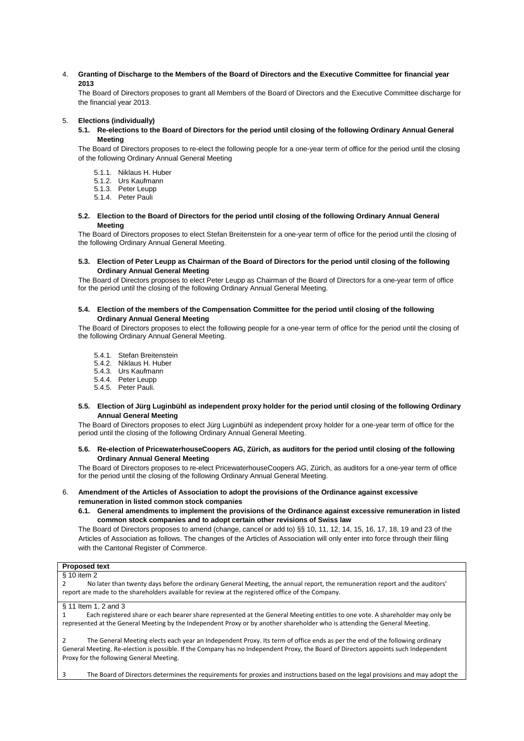4. **Granting of Discharge to the Members of the Board of Directors and the Executive Committee for financial year 2013**

The Board of Directors proposes to grant all Members of the Board of Directors and the Executive Committee discharge for the financial year 2013.

5. **Elections (individually)**

**5.1. Re-elections to the Board of Directors for the period until closing of the following Ordinary Annual General Meeting**

The Board of Directors proposes to re-elect the following people for a one-year term of office for the period until the closing of the following Ordinary Annual General Meeting

- 5.1.1. Niklaus H. Huber
- 5.1.2. Urs Kaufmann
- 5.1.3. Peter Leupp
- 5.1.4. Peter Pauli

**5.2. Election to the Board of Directors for the period until closing of the following Ordinary Annual General Meeting**

The Board of Directors proposes to elect Stefan Breitenstein for a one-year term of office for the period until the closing of the following Ordinary Annual General Meeting.

**5.3. Election of Peter Leupp as Chairman of the Board of Directors for the period until closing of the following Ordinary Annual General Meeting**

The Board of Directors proposes to elect Peter Leupp as Chairman of the Board of Directors for a one-year term of office for the period until the closing of the following Ordinary Annual General Meeting.

**5.4. Election of the members of the Compensation Committee for the period until closing of the following Ordinary Annual General Meeting**

The Board of Directors proposes to elect the following people for a one-year term of office for the period until the closing of the following Ordinary Annual General Meeting.

- 5.4.1. Stefan Breitenstein
- 5.4.2. Niklaus H. Huber
- 5.4.3. Urs Kaufmann
- 5.4.4. Peter Leupp
- 5.4.5. Peter Pauli.

**5.5. Election of Jürg Luginbühl as independent proxy holder for the period until closing of the following Ordinary Annual General Meeting**

The Board of Directors proposes to elect Jürg Luginbühl as independent proxy holder for a one-year term of office for the period until the closing of the following Ordinary Annual General Meeting.

**5.6. Re-election of PricewaterhouseCoopers AG, Zürich, as auditors for the period until closing of the following Ordinary Annual General Meeting**

The Board of Directors proposes to re-elect PricewaterhouseCoopers AG, Zürich, as auditors for a one-year term of office for the period until the closing of the following Ordinary Annual General Meeting.

6. **Amendment of the Articles of Association to adopt the provisions of the Ordinance against excessive remuneration in listed common stock companies**

**6.1. General amendments to implement the provisions of the Ordinance against excessive remuneration in listed common stock companies and to adopt certain other revisions of Swiss law**

The Board of Directors proposes to amend (change, cancel or add to) §§ 10, 11, 12, 14, 15, 16, 17, 18, 19 and 23 of the Articles of Association as follows. The changes of the Articles of Association will only enter into force through their filing with the Cantonal Register of Commerce.

| **Proposed text** |
|---|
| § 10 item 2<br>2 No later than twenty days before the ordinary General Meeting, the annual report, the remuneration report and the auditors' report are made to the shareholders available for review at the registered office of the Company. |
| § 11 Item 1, 2 and 3<br>1 Each registered share or each bearer share represented at the General Meeting entitles to one vote. A shareholder may only be represented at the General Meeting by the Independent Proxy or by another shareholder who is attending the General Meeting.<br><br>2 The General Meeting elects each year an Independent Proxy. Its term of office ends as per the end of the following ordinary General Meeting. Re-election is possible. If the Company has no Independent Proxy, the Board of Directors appoints such Independent Proxy for the following General Meeting.<br><br>3 The Board of Directors determines the requirements for proxies and instructions based on the legal provisions and may adopt the |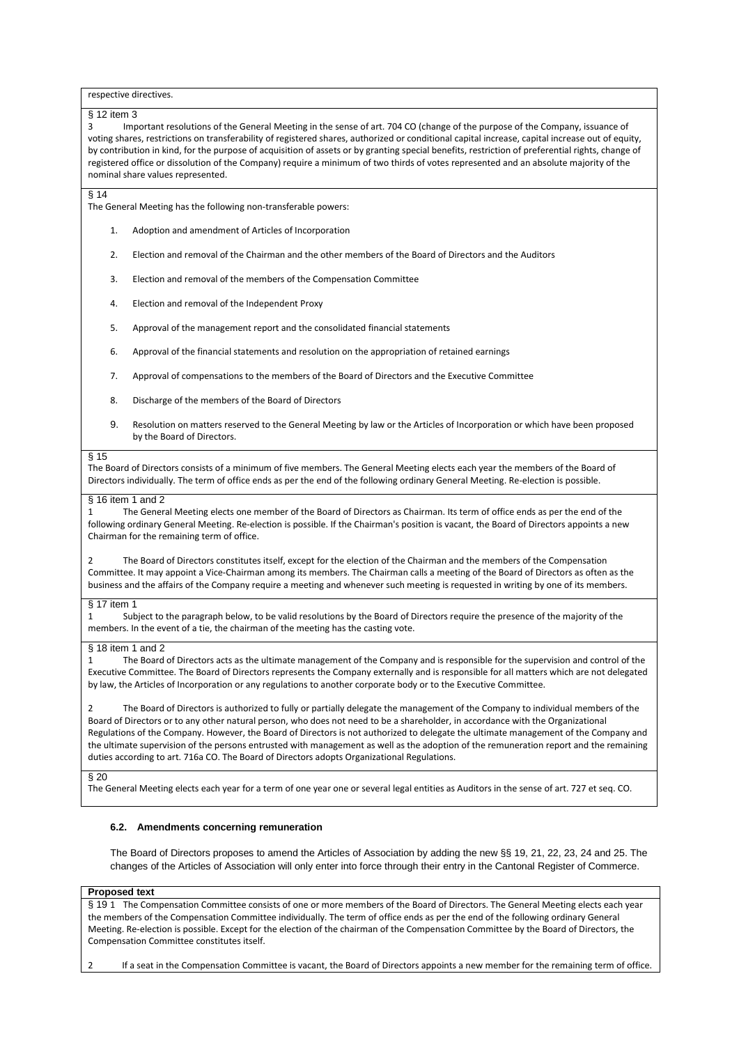respective directives.

§ 12 item 3

3 Important resolutions of the General Meeting in the sense of art. 704 CO (change of the purpose of the Company, issuance of voting shares, restrictions on transferability of registered shares, authorized or conditional capital increase, capital increase out of equity, by contribution in kind, for the purpose of acquisition of assets or by granting special benefits, restriction of preferential rights, change of registered office or dissolution of the Company) require a minimum of two thirds of votes represented and an absolute majority of the nominal share values represented.

§ 14

The General Meeting has the following non-transferable powers:

1. Adoption and amendment of Articles of Incorporation
2. Election and removal of the Chairman and the other members of the Board of Directors and the Auditors
3. Election and removal of the members of the Compensation Committee
4. Election and removal of the Independent Proxy
5. Approval of the management report and the consolidated financial statements
6. Approval of the financial statements and resolution on the appropriation of retained earnings
7. Approval of compensations to the members of the Board of Directors and the Executive Committee
8. Discharge of the members of the Board of Directors
9. Resolution on matters reserved to the General Meeting by law or the Articles of Incorporation or which have been proposed by the Board of Directors.

§ 15

The Board of Directors consists of a minimum of five members. The General Meeting elects each year the members of the Board of Directors individually. The term of office ends as per the end of the following ordinary General Meeting. Re-election is possible.

§ 16 item 1 and 2

1 The General Meeting elects one member of the Board of Directors as Chairman. Its term of office ends as per the end of the following ordinary General Meeting. Re-election is possible. If the Chairman's position is vacant, the Board of Directors appoints a new Chairman for the remaining term of office.

2 The Board of Directors constitutes itself, except for the election of the Chairman and the members of the Compensation Committee. It may appoint a Vice-Chairman among its members. The Chairman calls a meeting of the Board of Directors as often as the business and the affairs of the Company require a meeting and whenever such meeting is requested in writing by one of its members.

§ 17 item 1

1 Subject to the paragraph below, to be valid resolutions by the Board of Directors require the presence of the majority of the members. In the event of a tie, the chairman of the meeting has the casting vote.

§ 18 item 1 and 2

1 The Board of Directors acts as the ultimate management of the Company and is responsible for the supervision and control of the Executive Committee. The Board of Directors represents the Company externally and is responsible for all matters which are not delegated by law, the Articles of Incorporation or any regulations to another corporate body or to the Executive Committee.

2 The Board of Directors is authorized to fully or partially delegate the management of the Company to individual members of the Board of Directors or to any other natural person, who does not need to be a shareholder, in accordance with the Organizational Regulations of the Company. However, the Board of Directors is not authorized to delegate the ultimate management of the Company and the ultimate supervision of the persons entrusted with management as well as the adoption of the remuneration report and the remaining duties according to art. 716a CO. The Board of Directors adopts Organizational Regulations.

§ 20

The General Meeting elects each year for a term of one year one or several legal entities as Auditors in the sense of art. 727 et seq. CO.

### 6.2. Amendments concerning remuneration

The Board of Directors proposes to amend the Articles of Association by adding the new §§ 19, 21, 22, 23, 24 and 25. The changes of the Articles of Association will only enter into force through their entry in the Cantonal Register of Commerce.

**Proposed text**

§ 19 1 The Compensation Committee consists of one or more members of the Board of Directors. The General Meeting elects each year the members of the Compensation Committee individually. The term of office ends as per the end of the following ordinary General Meeting. Re-election is possible. Except for the election of the chairman of the Compensation Committee by the Board of Directors, the Compensation Committee constitutes itself.

2 If a seat in the Compensation Committee is vacant, the Board of Directors appoints a new member for the remaining term of office.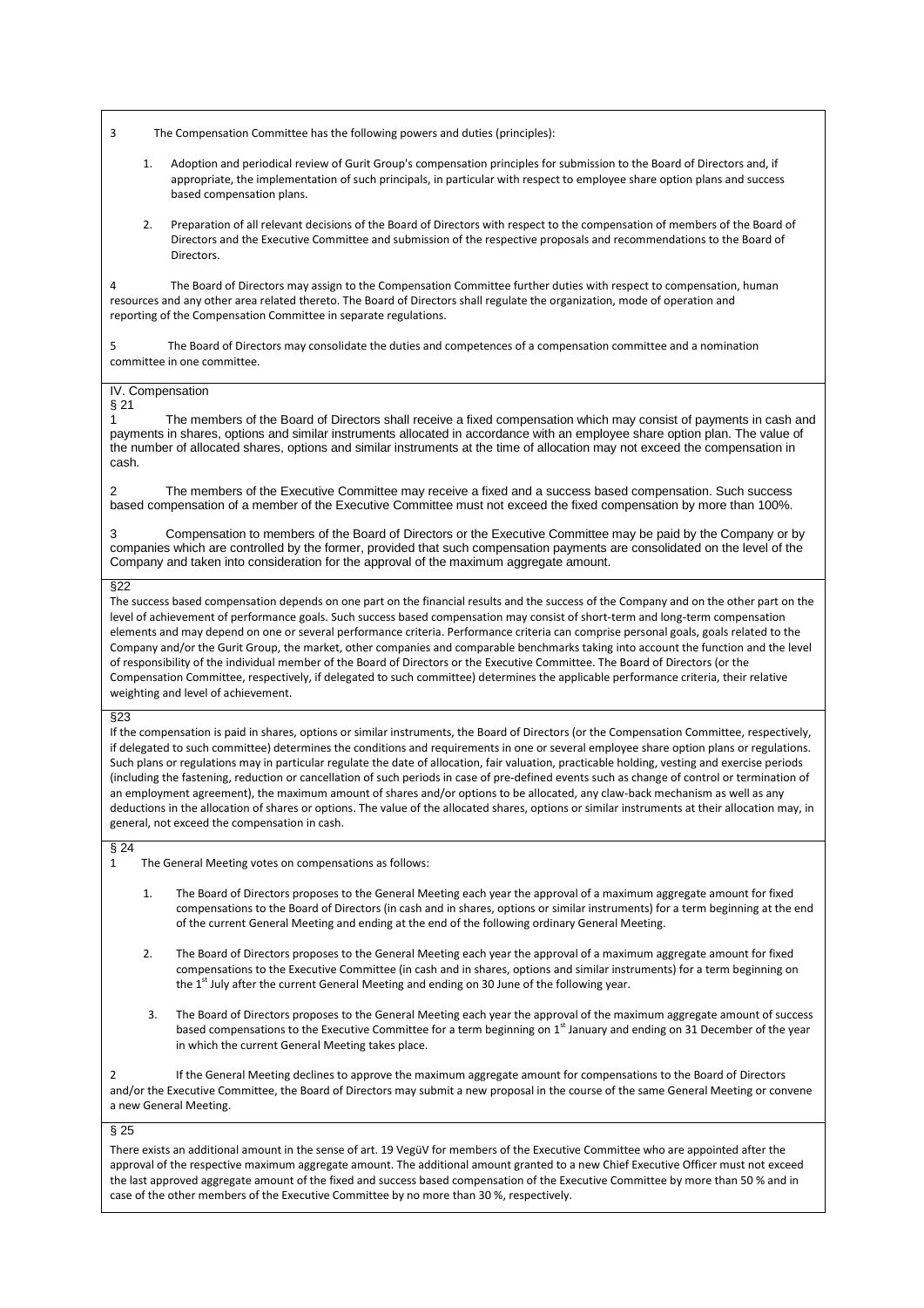3 The Compensation Committee has the following powers and duties (principles):

1. Adoption and periodical review of Gurit Group's compensation principles for submission to the Board of Directors and, if appropriate, the implementation of such principals, in particular with respect to employee share option plans and success based compensation plans.

2. Preparation of all relevant decisions of the Board of Directors with respect to the compensation of members of the Board of Directors and the Executive Committee and submission of the respective proposals and recommendations to the Board of Directors.

4 The Board of Directors may assign to the Compensation Committee further duties with respect to compensation, human resources and any other area related thereto. The Board of Directors shall regulate the organization, mode of operation and reporting of the Compensation Committee in separate regulations.

5 The Board of Directors may consolidate the duties and competences of a compensation committee and a nomination committee in one committee.

## IV. Compensation

### § 21

1 The members of the Board of Directors shall receive a fixed compensation which may consist of payments in cash and payments in shares, options and similar instruments allocated in accordance with an employee share option plan. The value of the number of allocated shares, options and similar instruments at the time of allocation may not exceed the compensation in cash.

2 The members of the Executive Committee may receive a fixed and a success based compensation. Such success based compensation of a member of the Executive Committee must not exceed the fixed compensation by more than 100%.

3 Compensation to members of the Board of Directors or the Executive Committee may be paid by the Company or by companies which are controlled by the former, provided that such compensation payments are consolidated on the level of the Company and taken into consideration for the approval of the maximum aggregate amount.

### §22

The success based compensation depends on one part on the financial results and the success of the Company and on the other part on the level of achievement of performance goals. Such success based compensation may consist of short-term and long-term compensation elements and may depend on one or several performance criteria. Performance criteria can comprise personal goals, goals related to the Company and/or the Gurit Group, the market, other companies and comparable benchmarks taking into account the function and the level of responsibility of the individual member of the Board of Directors or the Executive Committee. The Board of Directors (or the Compensation Committee, respectively, if delegated to such committee) determines the applicable performance criteria, their relative weighting and level of achievement.

### §23

If the compensation is paid in shares, options or similar instruments, the Board of Directors (or the Compensation Committee, respectively, if delegated to such committee) determines the conditions and requirements in one or several employee share option plans or regulations. Such plans or regulations may in particular regulate the date of allocation, fair valuation, practicable holding, vesting and exercise periods (including the fastening, reduction or cancellation of such periods in case of pre-defined events such as change of control or termination of an employment agreement), the maximum amount of shares and/or options to be allocated, any claw-back mechanism as well as any deductions in the allocation of shares or options. The value of the allocated shares, options or similar instruments at their allocation may, in general, not exceed the compensation in cash.

### § 24

1 The General Meeting votes on compensations as follows:

1. The Board of Directors proposes to the General Meeting each year the approval of a maximum aggregate amount for fixed compensations to the Board of Directors (in cash and in shares, options or similar instruments) for a term beginning at the end of the current General Meeting and ending at the end of the following ordinary General Meeting.

2. The Board of Directors proposes to the General Meeting each year the approval of a maximum aggregate amount for fixed compensations to the Executive Committee (in cash and in shares, options and similar instruments) for a term beginning on the 1st July after the current General Meeting and ending on 30 June of the following year.

3. The Board of Directors proposes to the General Meeting each year the approval of the maximum aggregate amount of success based compensations to the Executive Committee for a term beginning on 1st January and ending on 31 December of the year in which the current General Meeting takes place.

2 If the General Meeting declines to approve the maximum aggregate amount for compensations to the Board of Directors and/or the Executive Committee, the Board of Directors may submit a new proposal in the course of the same General Meeting or convene a new General Meeting.

### § 25

There exists an additional amount in the sense of art. 19 VegüV for members of the Executive Committee who are appointed after the approval of the respective maximum aggregate amount. The additional amount granted to a new Chief Executive Officer must not exceed the last approved aggregate amount of the fixed and success based compensation of the Executive Committee by more than 50 % and in case of the other members of the Executive Committee by no more than 30 %, respectively.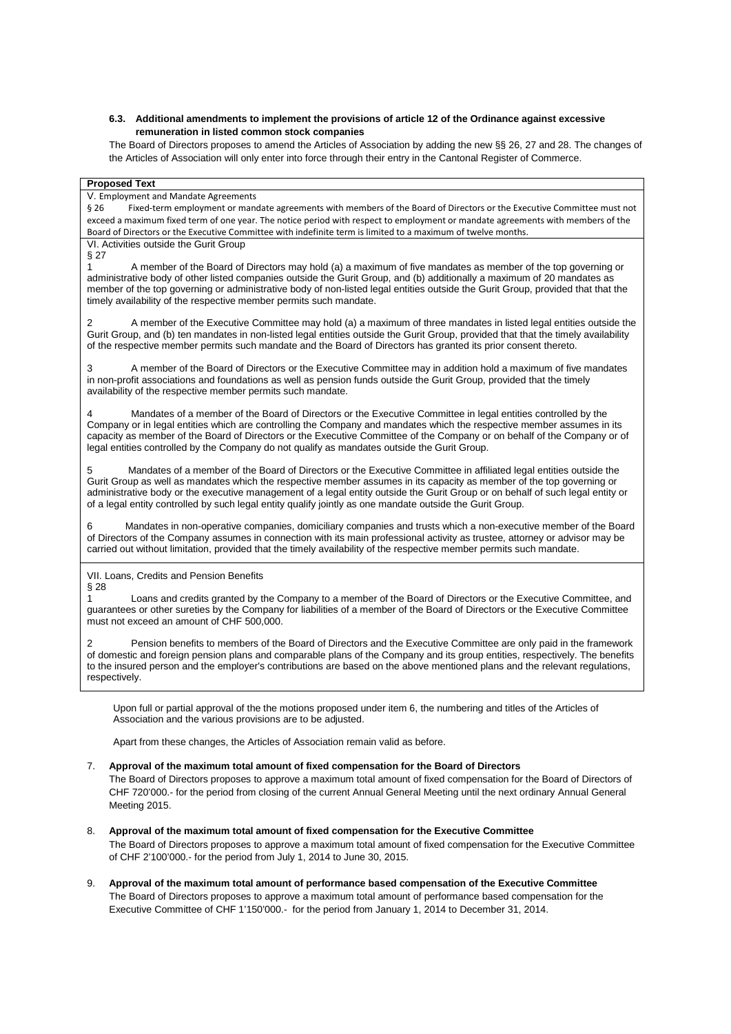### 6.3. Additional amendments to implement the provisions of article 12 of the Ordinance against excessive remuneration in listed common stock companies

The Board of Directors proposes to amend the Articles of Association by adding the new §§ 26, 27 and 28. The changes of the Articles of Association will only enter into force through their entry in the Cantonal Register of Commerce.

| Proposed Text |
|---|
| V. Employment and Mandate Agreements<br>§ 26 Fixed-term employment or mandate agreements with members of the Board of Directors or the Executive Committee must not exceed a maximum fixed term of one year. The notice period with respect to employment or mandate agreements with members of the Board of Directors or the Executive Committee with indefinite term is limited to a maximum of twelve months. |
| VI. Activities outside the Gurit Group<br>§ 27<br>1 A member of the Board of Directors may hold (a) a maximum of five mandates as member of the top governing or administrative body of other listed companies outside the Gurit Group, and (b) additionally a maximum of 20 mandates as member of the top governing or administrative body of non-listed legal entities outside the Gurit Group, provided that that the timely availability of the respective member permits such mandate.<br><br>2 A member of the Executive Committee may hold (a) a maximum of three mandates in listed legal entities outside the Gurit Group, and (b) ten mandates in non-listed legal entities outside the Gurit Group, provided that the timely availability of the respective member permits such mandate and the Board of Directors has granted its prior consent thereto.<br><br>3 A member of the Board of Directors or the Executive Committee may in addition hold a maximum of five mandates in non-profit associations and foundations as well as pension funds outside the Gurit Group, provided that the timely availability of the respective member permits such mandate.<br><br>4 Mandates of a member of the Board of Directors or the Executive Committee in legal entities controlled by the Company or in legal entities which are controlling the Company and mandates which the respective member assumes in its capacity as member of the Board of Directors or the Executive Committee of the Company or on behalf of the Company or of legal entities controlled by the Company do not qualify as mandates outside the Gurit Group.<br><br>5 Mandates of a member of the Board of Directors or the Executive Committee in affiliated legal entities outside the Gurit Group as well as mandates which the respective member assumes in its capacity as member of the top governing or administrative body or the executive management of a legal entity outside the Gurit Group or on behalf of such legal entity or of a legal entity controlled by such legal entity qualify jointly as one mandate outside the Gurit Group.<br><br>6 Mandates in non-operative companies, domiciliary companies and trusts which a non-executive member of the Board of Directors of the Company assumes in connection with its main professional activity as trustee, attorney or advisor may be carried out without limitation, provided that the timely availability of the respective member permits such mandate. |
| VII. Loans, Credits and Pension Benefits<br>§ 28<br>1 Loans and credits granted by the Company to a member of the Board of Directors or the Executive Committee, and guarantees or other sureties by the Company for liabilities of a member of the Board of Directors or the Executive Committee must not exceed an amount of CHF 500,000.<br><br>2 Pension benefits to members of the Board of Directors and the Executive Committee are only paid in the framework of domestic and foreign pension plans and comparable plans of the Company and its group entities, respectively. The benefits to the insured person and the employer's contributions are based on the above mentioned plans and the relevant regulations, respectively. |

Upon full or partial approval of the the motions proposed under item 6, the numbering and titles of the Articles of Association and the various provisions are to be adjusted.

Apart from these changes, the Articles of Association remain valid as before.

7. **Approval of the maximum total amount of fixed compensation for the Board of Directors**
   The Board of Directors proposes to approve a maximum total amount of fixed compensation for the Board of Directors of CHF 720'000.- for the period from closing of the current Annual General Meeting until the next ordinary Annual General Meeting 2015.

8. **Approval of the maximum total amount of fixed compensation for the Executive Committee**
   The Board of Directors proposes to approve a maximum total amount of fixed compensation for the Executive Committee of CHF 2'100'000.- for the period from July 1, 2014 to June 30, 2015.

9. **Approval of the maximum total amount of performance based compensation of the Executive Committee**
   The Board of Directors proposes to approve a maximum total amount of performance based compensation for the Executive Committee of CHF 1'150'000.- for the period from January 1, 2014 to December 31, 2014.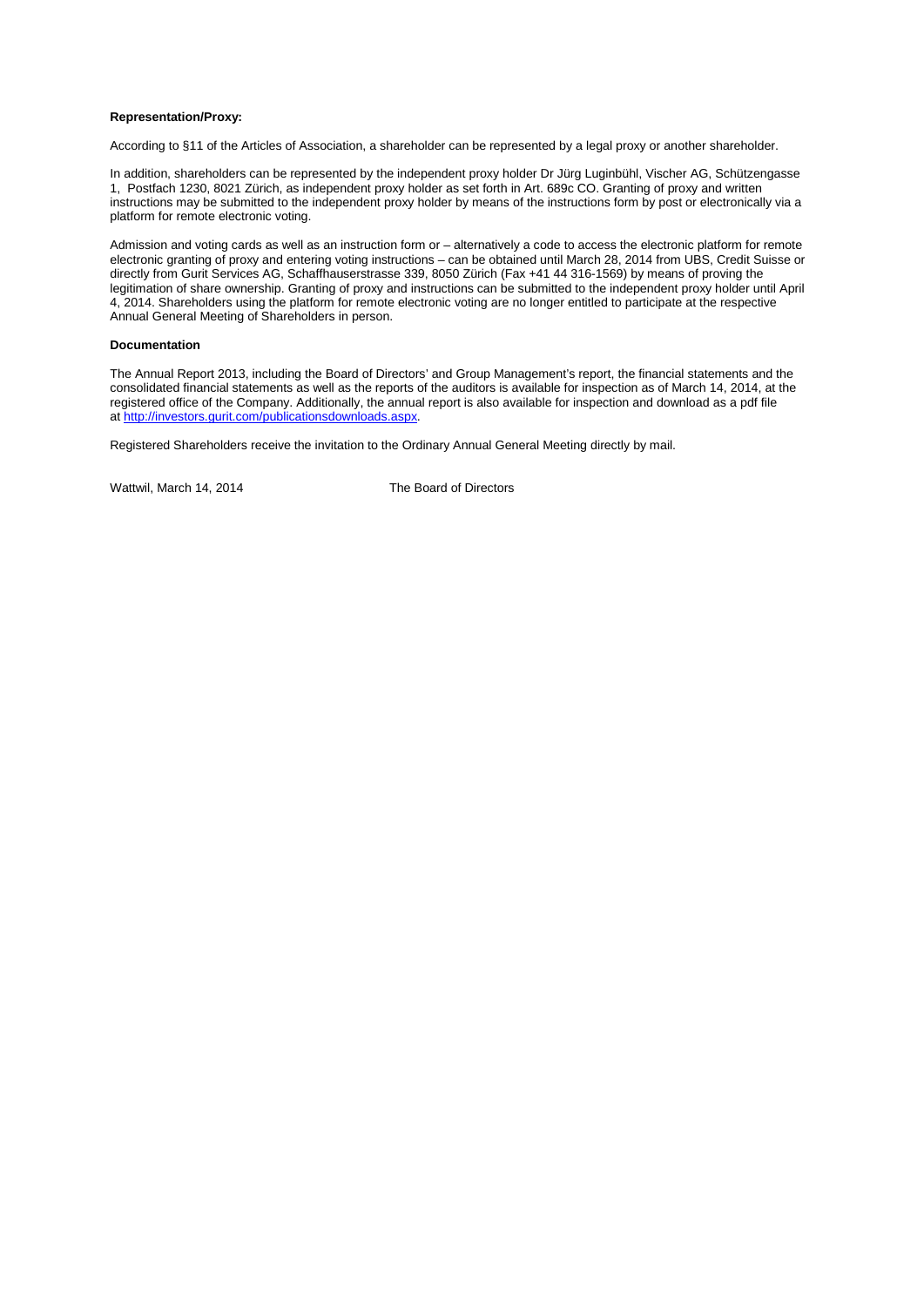**Representation/Proxy:**

According to §11 of the Articles of Association, a shareholder can be represented by a legal proxy or another shareholder.

In addition, shareholders can be represented by the independent proxy holder Dr Jürg Luginbühl, Vischer AG, Schützengasse 1, Postfach 1230, 8021 Zürich, as independent proxy holder as set forth in Art. 689c CO. Granting of proxy and written instructions may be submitted to the independent proxy holder by means of the instructions form by post or electronically via a platform for remote electronic voting.

Admission and voting cards as well as an instruction form or – alternatively a code to access the electronic platform for remote electronic granting of proxy and entering voting instructions – can be obtained until March 28, 2014 from UBS, Credit Suisse or directly from Gurit Services AG, Schaffhauserstrasse 339, 8050 Zürich (Fax +41 44 316-1569) by means of proving the legitimation of share ownership. Granting of proxy and instructions can be submitted to the independent proxy holder until April 4, 2014. Shareholders using the platform for remote electronic voting are no longer entitled to participate at the respective Annual General Meeting of Shareholders in person.

**Documentation**

The Annual Report 2013, including the Board of Directors' and Group Management's report, the financial statements and the consolidated financial statements as well as the reports of the auditors is available for inspection as of March 14, 2014, at the registered office of the Company. Additionally, the annual report is also available for inspection and download as a pdf file at http://investors.gurit.com/publicationsdownloads.aspx.

Registered Shareholders receive the invitation to the Ordinary Annual General Meeting directly by mail.

Wattwil, March 14, 2014 The Board of Directors